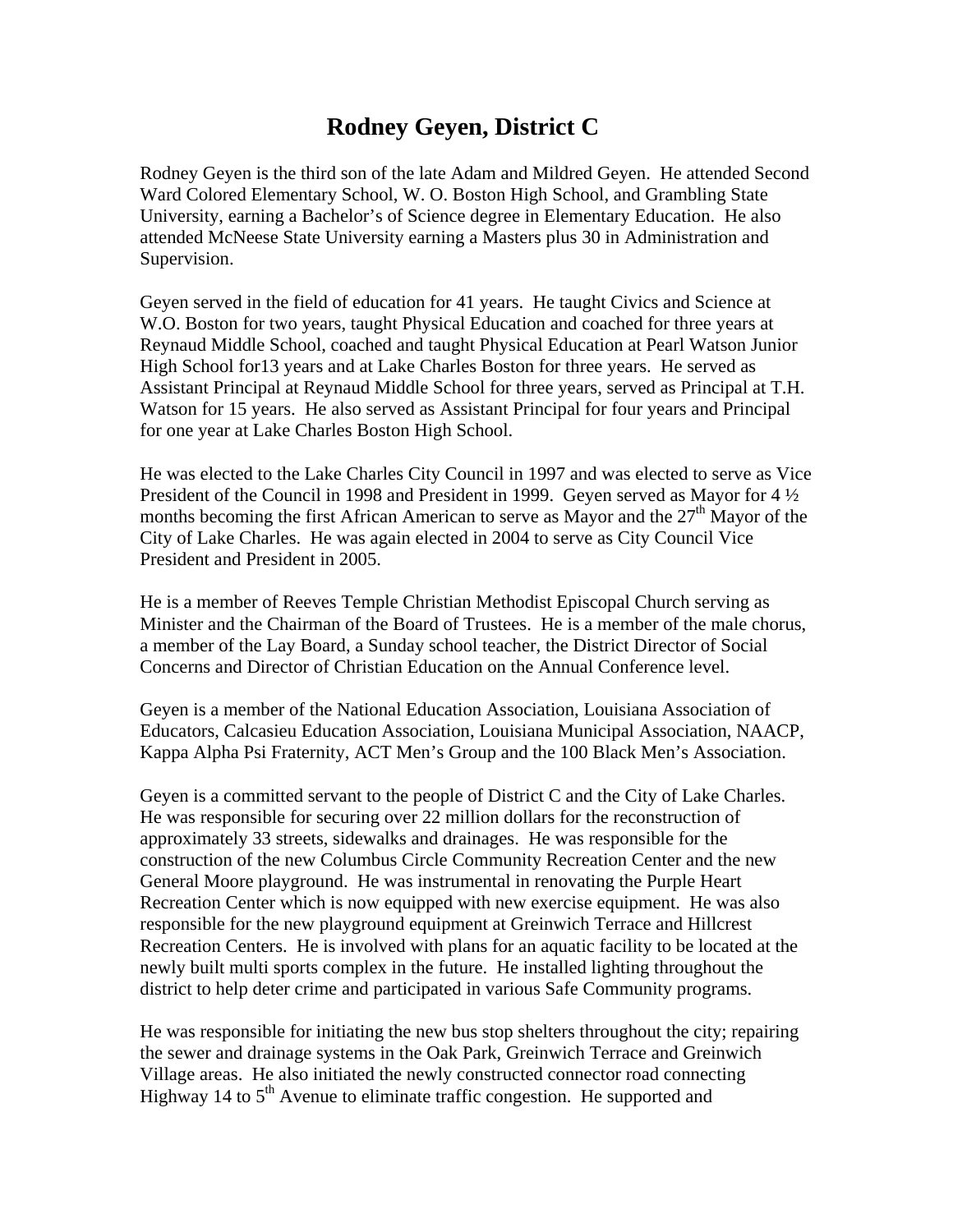# Rodney Geyen, District C

Rodney Geyen is the third son of the late Adam and Mildred Geyen. He attended Second Ward Colored Elementary School, W. O. Boston High School, and Grambling State University, earning a Bachelor's of Science degree in Elementary Education. He also attended McNeese State University earning a Masters plus 30 in Administration and Supervision.

Geyen served in the field of education for 41 years. He taught Civics and Science at W.O. Boston for two years, taught Physical Education and coached for three years at Reynaud Middle School, coached and taught Physical Education at Pearl Watson Junior High School for13 years and at Lake Charles Boston for three years. He served as Assistant Principal at Reynaud Middle School for three years, served as Principal at T.H. Watson for 15 years. He also served as Assistant Principal for four years and Principal for one year at Lake Charles Boston High School.

He was elected to the Lake Charles City Council in 1997 and was elected to serve as Vice President of the Council in 1998 and President in 1999. Geyen served as Mayor for 4 ½ months becoming the first African American to serve as Mayor and the 27th Mayor of the City of Lake Charles. He was again elected in 2004 to serve as City Council Vice President and President in 2005.

He is a member of Reeves Temple Christian Methodist Episcopal Church serving as Minister and the Chairman of the Board of Trustees. He is a member of the male chorus, a member of the Lay Board, a Sunday school teacher, the District Director of Social Concerns and Director of Christian Education on the Annual Conference level.

Geyen is a member of the National Education Association, Louisiana Association of Educators, Calcasieu Education Association, Louisiana Municipal Association, NAACP, Kappa Alpha Psi Fraternity, ACT Men's Group and the 100 Black Men's Association.

Geyen is a committed servant to the people of District C and the City of Lake Charles. He was responsible for securing over 22 million dollars for the reconstruction of approximately 33 streets, sidewalks and drainages. He was responsible for the construction of the new Columbus Circle Community Recreation Center and the new General Moore playground. He was instrumental in renovating the Purple Heart Recreation Center which is now equipped with new exercise equipment. He was also responsible for the new playground equipment at Greinwich Terrace and Hillcrest Recreation Centers. He is involved with plans for an aquatic facility to be located at the newly built multi sports complex in the future. He installed lighting throughout the district to help deter crime and participated in various Safe Community programs.

He was responsible for initiating the new bus stop shelters throughout the city; repairing the sewer and drainage systems in the Oak Park, Greinwich Terrace and Greinwich Village areas. He also initiated the newly constructed connector road connecting Highway 14 to 5th Avenue to eliminate traffic congestion. He supported and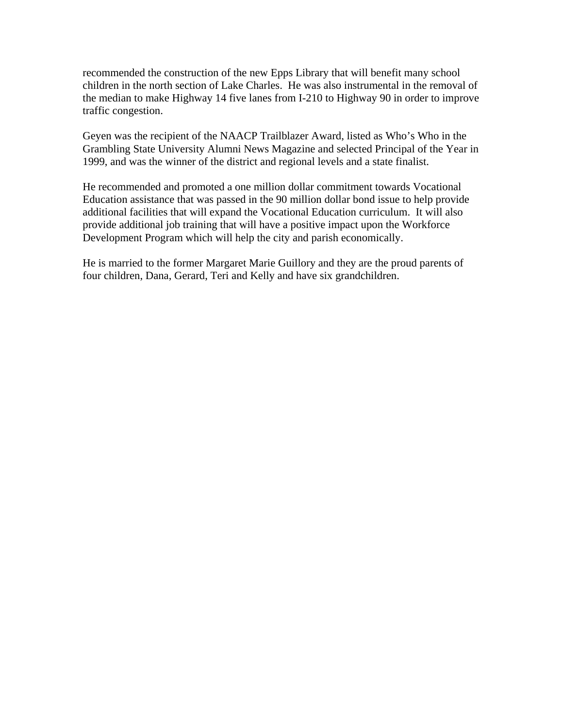recommended the construction of the new Epps Library that will benefit many school children in the north section of Lake Charles.  He was also instrumental in the removal of the median to make Highway 14 five lanes from I-210 to Highway 90 in order to improve traffic congestion.

Geyen was the recipient of the NAACP Trailblazer Award, listed as Who's Who in the Grambling State University Alumni News Magazine and selected Principal of the Year in 1999, and was the winner of the district and regional levels and a state finalist.

He recommended and promoted a one million dollar commitment towards Vocational Education assistance that was passed in the 90 million dollar bond issue to help provide additional facilities that will expand the Vocational Education curriculum.  It will also provide additional job training that will have a positive impact upon the Workforce Development Program which will help the city and parish economically.

He is married to the former Margaret Marie Guillory and they are the proud parents of four children, Dana, Gerard, Teri and Kelly and have six grandchildren.